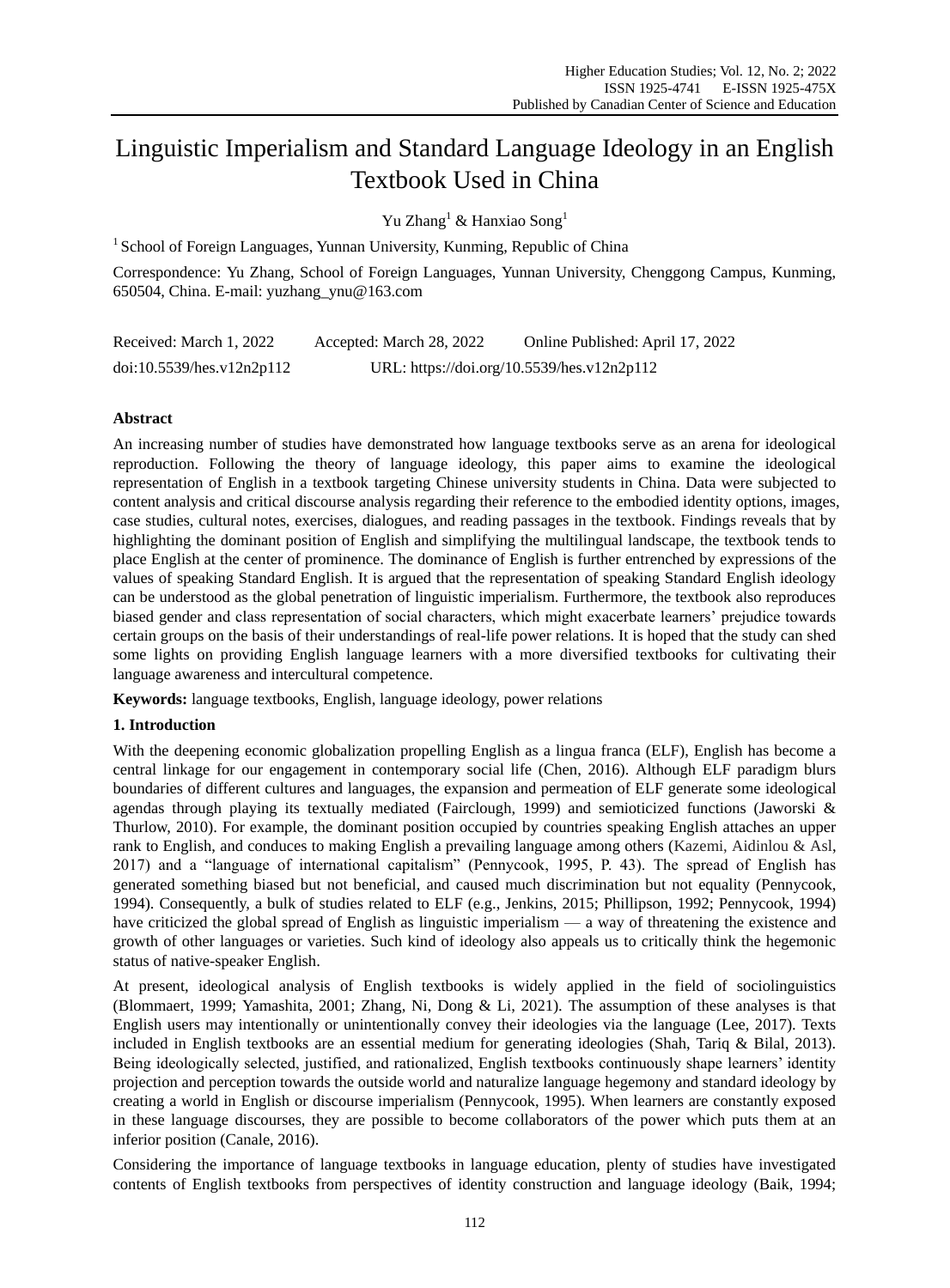# Linguistic Imperialism and Standard Language Ideology in an English Textbook Used in China

Yu Zhang[1] & Hanxiao Song[1]

[1] School of Foreign Languages, Yunnan University, Kunming, Republic of China

Correspondence: Yu Zhang, School of Foreign Languages, Yunnan University, Chenggong Campus, Kunming, 650504, China. E-mail: yuzhang_ynu@163.com

Received: March 1, 2022 Accepted: March 28, 2022 Online Published: April 17, 2022

doi:10.5539/hes.v12n2p112 URL: https://doi.org/10.5539/hes.v12n2p112

**Abstract**

An increasing number of studies have demonstrated how language textbooks serve as an arena for ideological reproduction. Following the theory of language ideology, this paper aims to examine the ideological representation of English in a textbook targeting Chinese university students in China. Data were subjected to content analysis and critical discourse analysis regarding their reference to the embodied identity options, images, case studies, cultural notes, exercises, dialogues, and reading passages in the textbook. Findings reveals that by highlighting the dominant position of English and simplifying the multilingual landscape, the textbook tends to place English at the center of prominence. The dominance of English is further entrenched by expressions of the values of speaking Standard English. It is argued that the representation of speaking Standard English ideology can be understood as the global penetration of linguistic imperialism. Furthermore, the textbook also reproduces biased gender and class representation of social characters, which might exacerbate learners' prejudice towards certain groups on the basis of their understandings of real-life power relations. It is hoped that the study can shed some lights on providing English language learners with a more diversified textbooks for cultivating their language awareness and intercultural competence.

**Keywords:** language textbooks, English, language ideology, power relations

## 1. Introduction

With the deepening economic globalization propelling English as a lingua franca (ELF), English has become a central linkage for our engagement in contemporary social life (Chen, 2016). Although ELF paradigm blurs boundaries of different cultures and languages, the expansion and permeation of ELF generate some ideological agendas through playing its textually mediated (Fairclough, 1999) and semioticized functions (Jaworski & Thurlow, 2010). For example, the dominant position occupied by countries speaking English attaches an upper rank to English, and conduces to making English a prevailing language among others (Kazemi, Aidinlou & Asl, 2017) and a "language of international capitalism" (Pennycook, 1995, P. 43). The spread of English has generated something biased but not beneficial, and caused much discrimination but not equality (Pennycook, 1994). Consequently, a bulk of studies related to ELF (e.g., Jenkins, 2015; Phillipson, 1992; Pennycook, 1994) have criticized the global spread of English as linguistic imperialism — a way of threatening the existence and growth of other languages or varieties. Such kind of ideology also appeals us to critically think the hegemonic status of native-speaker English.

At present, ideological analysis of English textbooks is widely applied in the field of sociolinguistics (Blommaert, 1999; Yamashita, 2001; Zhang, Ni, Dong & Li, 2021). The assumption of these analyses is that English users may intentionally or unintentionally convey their ideologies via the language (Lee, 2017). Texts included in English textbooks are an essential medium for generating ideologies (Shah, Tariq & Bilal, 2013). Being ideologically selected, justified, and rationalized, English textbooks continuously shape learners' identity projection and perception towards the outside world and naturalize language hegemony and standard ideology by creating a world in English or discourse imperialism (Pennycook, 1995). When learners are constantly exposed in these language discourses, they are possible to become collaborators of the power which puts them at an inferior position (Canale, 2016).

Considering the importance of language textbooks in language education, plenty of studies have investigated contents of English textbooks from perspectives of identity construction and language ideology (Baik, 1994;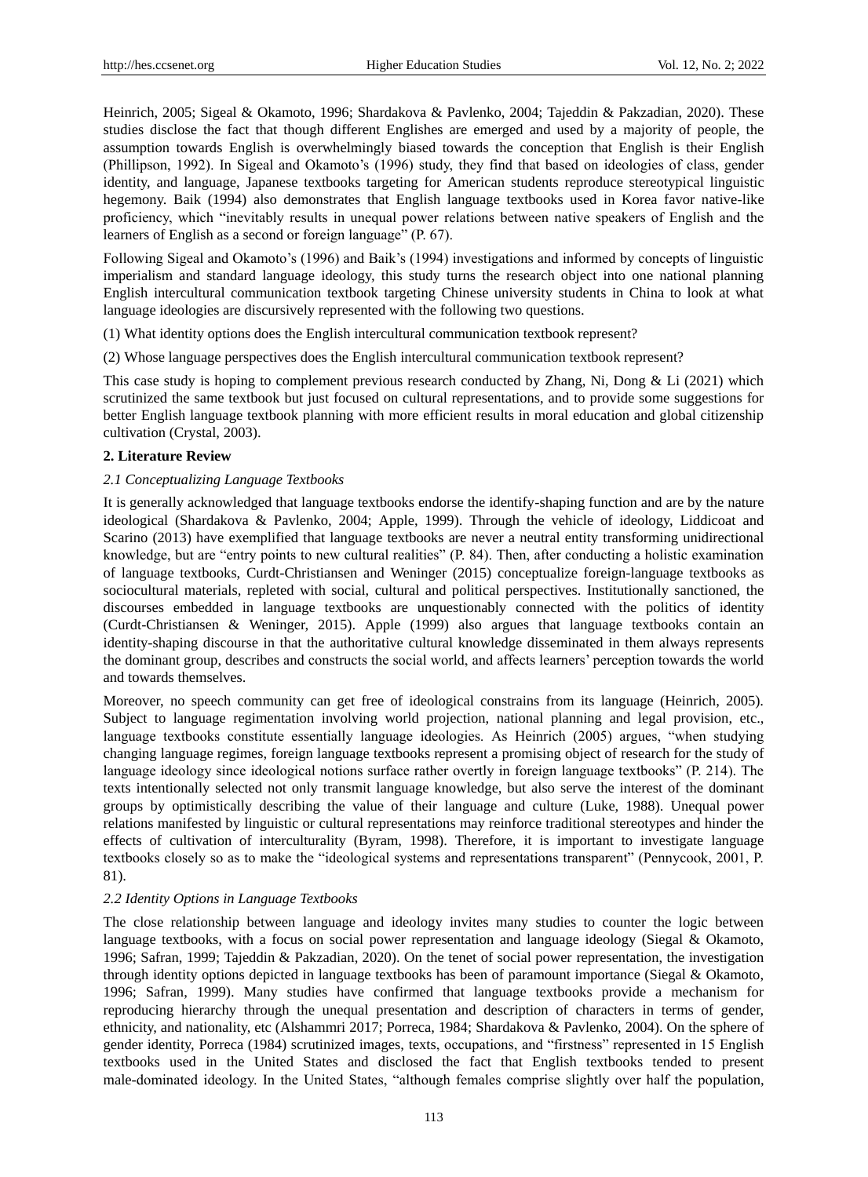Heinrich, 2005; Sigeal & Okamoto, 1996; Shardakova & Pavlenko, 2004; Tajeddin & Pakzadian, 2020). These studies disclose the fact that though different Englishes are emerged and used by a majority of people, the assumption towards English is overwhelmingly biased towards the conception that English is their English (Phillipson, 1992). In Sigeal and Okamoto's (1996) study, they find that based on ideologies of class, gender identity, and language, Japanese textbooks targeting for American students reproduce stereotypical linguistic hegemony. Baik (1994) also demonstrates that English language textbooks used in Korea favor native-like proficiency, which "inevitably results in unequal power relations between native speakers of English and the learners of English as a second or foreign language" (P. 67).

Following Sigeal and Okamoto's (1996) and Baik's (1994) investigations and informed by concepts of linguistic imperialism and standard language ideology, this study turns the research object into one national planning English intercultural communication textbook targeting Chinese university students in China to look at what language ideologies are discursively represented with the following two questions.

(1) What identity options does the English intercultural communication textbook represent?

(2) Whose language perspectives does the English intercultural communication textbook represent?

This case study is hoping to complement previous research conducted by Zhang, Ni, Dong & Li (2021) which scrutinized the same textbook but just focused on cultural representations, and to provide some suggestions for better English language textbook planning with more efficient results in moral education and global citizenship cultivation (Crystal, 2003).

## 2. Literature Review

### *2.1 Conceptualizing Language Textbooks*

It is generally acknowledged that language textbooks endorse the identify-shaping function and are by the nature ideological (Shardakova & Pavlenko, 2004; Apple, 1999). Through the vehicle of ideology, Liddicoat and Scarino (2013) have exemplified that language textbooks are never a neutral entity transforming unidirectional knowledge, but are "entry points to new cultural realities" (P. 84). Then, after conducting a holistic examination of language textbooks, Curdt-Christiansen and Weninger (2015) conceptualize foreign-language textbooks as sociocultural materials, repleted with social, cultural and political perspectives. Institutionally sanctioned, the discourses embedded in language textbooks are unquestionably connected with the politics of identity (Curdt-Christiansen & Weninger, 2015). Apple (1999) also argues that language textbooks contain an identity-shaping discourse in that the authoritative cultural knowledge disseminated in them always represents the dominant group, describes and constructs the social world, and affects learners' perception towards the world and towards themselves.

Moreover, no speech community can get free of ideological constrains from its language (Heinrich, 2005). Subject to language regimentation involving world projection, national planning and legal provision, etc., language textbooks constitute essentially language ideologies. As Heinrich (2005) argues, "when studying changing language regimes, foreign language textbooks represent a promising object of research for the study of language ideology since ideological notions surface rather overtly in foreign language textbooks" (P. 214). The texts intentionally selected not only transmit language knowledge, but also serve the interest of the dominant groups by optimistically describing the value of their language and culture (Luke, 1988). Unequal power relations manifested by linguistic or cultural representations may reinforce traditional stereotypes and hinder the effects of cultivation of interculturality (Byram, 1998). Therefore, it is important to investigate language textbooks closely so as to make the "ideological systems and representations transparent" (Pennycook, 2001, P. 81).

### *2.2 Identity Options in Language Textbooks*

The close relationship between language and ideology invites many studies to counter the logic between language textbooks, with a focus on social power representation and language ideology (Siegal & Okamoto, 1996; Safran, 1999; Tajeddin & Pakzadian, 2020). On the tenet of social power representation, the investigation through identity options depicted in language textbooks has been of paramount importance (Siegal & Okamoto, 1996; Safran, 1999). Many studies have confirmed that language textbooks provide a mechanism for reproducing hierarchy through the unequal presentation and description of characters in terms of gender, ethnicity, and nationality, etc (Alshammri 2017; Porreca, 1984; Shardakova & Pavlenko, 2004). On the sphere of gender identity, Porreca (1984) scrutinized images, texts, occupations, and "firstness" represented in 15 English textbooks used in the United States and disclosed the fact that English textbooks tended to present male-dominated ideology. In the United States, "although females comprise slightly over half the population,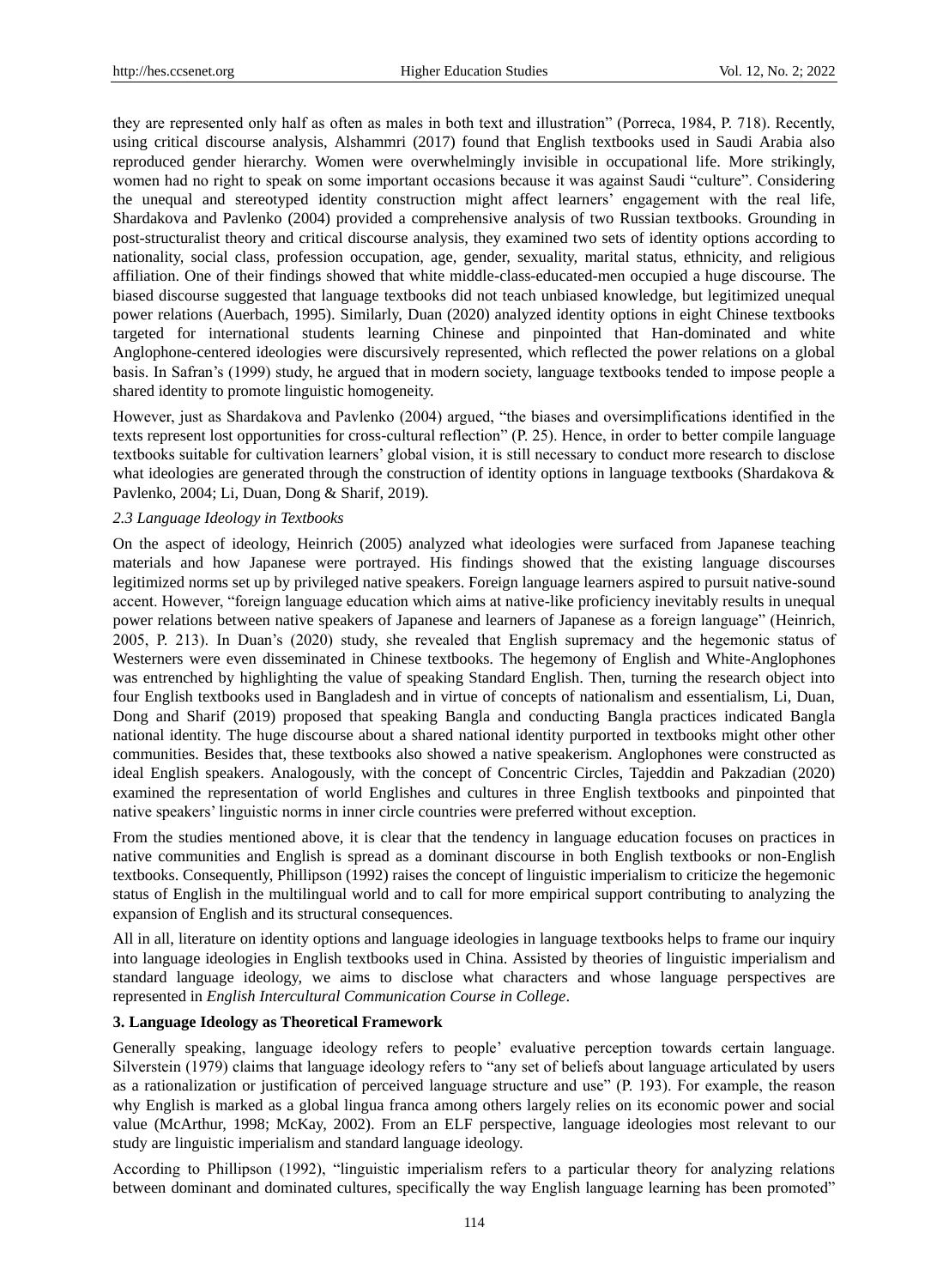they are represented only half as often as males in both text and illustration" (Porreca, 1984, P. 718). Recently, using critical discourse analysis, Alshammri (2017) found that English textbooks used in Saudi Arabia also reproduced gender hierarchy. Women were overwhelmingly invisible in occupational life. More strikingly, women had no right to speak on some important occasions because it was against Saudi "culture". Considering the unequal and stereotyped identity construction might affect learners' engagement with the real life, Shardakova and Pavlenko (2004) provided a comprehensive analysis of two Russian textbooks. Grounding in post-structuralist theory and critical discourse analysis, they examined two sets of identity options according to nationality, social class, profession occupation, age, gender, sexuality, marital status, ethnicity, and religious affiliation. One of their findings showed that white middle-class-educated-men occupied a huge discourse. The biased discourse suggested that language textbooks did not teach unbiased knowledge, but legitimized unequal power relations (Auerbach, 1995). Similarly, Duan (2020) analyzed identity options in eight Chinese textbooks targeted for international students learning Chinese and pinpointed that Han-dominated and white Anglophone-centered ideologies were discursively represented, which reflected the power relations on a global basis. In Safran's (1999) study, he argued that in modern society, language textbooks tended to impose people a shared identity to promote linguistic homogeneity.

However, just as Shardakova and Pavlenko (2004) argued, "the biases and oversimplifications identified in the texts represent lost opportunities for cross-cultural reflection" (P. 25). Hence, in order to better compile language textbooks suitable for cultivation learners' global vision, it is still necessary to conduct more research to disclose what ideologies are generated through the construction of identity options in language textbooks (Shardakova & Pavlenko, 2004; Li, Duan, Dong & Sharif, 2019).

### *2.3 Language Ideology in Textbooks*

On the aspect of ideology, Heinrich (2005) analyzed what ideologies were surfaced from Japanese teaching materials and how Japanese were portrayed. His findings showed that the existing language discourses legitimized norms set up by privileged native speakers. Foreign language learners aspired to pursuit native-sound accent. However, "foreign language education which aims at native-like proficiency inevitably results in unequal power relations between native speakers of Japanese and learners of Japanese as a foreign language" (Heinrich, 2005, P. 213). In Duan's (2020) study, she revealed that English supremacy and the hegemonic status of Westerners were even disseminated in Chinese textbooks. The hegemony of English and White-Anglophones was entrenched by highlighting the value of speaking Standard English. Then, turning the research object into four English textbooks used in Bangladesh and in virtue of concepts of nationalism and essentialism, Li, Duan, Dong and Sharif (2019) proposed that speaking Bangla and conducting Bangla practices indicated Bangla national identity. The huge discourse about a shared national identity purported in textbooks might other other communities. Besides that, these textbooks also showed a native speakerism. Anglophones were constructed as ideal English speakers. Analogously, with the concept of Concentric Circles, Tajeddin and Pakzadian (2020) examined the representation of world Englishes and cultures in three English textbooks and pinpointed that native speakers' linguistic norms in inner circle countries were preferred without exception.

From the studies mentioned above, it is clear that the tendency in language education focuses on practices in native communities and English is spread as a dominant discourse in both English textbooks or non-English textbooks. Consequently, Phillipson (1992) raises the concept of linguistic imperialism to criticize the hegemonic status of English in the multilingual world and to call for more empirical support contributing to analyzing the expansion of English and its structural consequences.

All in all, literature on identity options and language ideologies in language textbooks helps to frame our inquiry into language ideologies in English textbooks used in China. Assisted by theories of linguistic imperialism and standard language ideology, we aims to disclose what characters and whose language perspectives are represented in *English Intercultural Communication Course in College*.

## **3. Language Ideology as Theoretical Framework**

Generally speaking, language ideology refers to people' evaluative perception towards certain language. Silverstein (1979) claims that language ideology refers to "any set of beliefs about language articulated by users as a rationalization or justification of perceived language structure and use" (P. 193). For example, the reason why English is marked as a global lingua franca among others largely relies on its economic power and social value (McArthur, 1998; McKay, 2002). From an ELF perspective, language ideologies most relevant to our study are linguistic imperialism and standard language ideology.

According to Phillipson (1992), "linguistic imperialism refers to a particular theory for analyzing relations between dominant and dominated cultures, specifically the way English language learning has been promoted"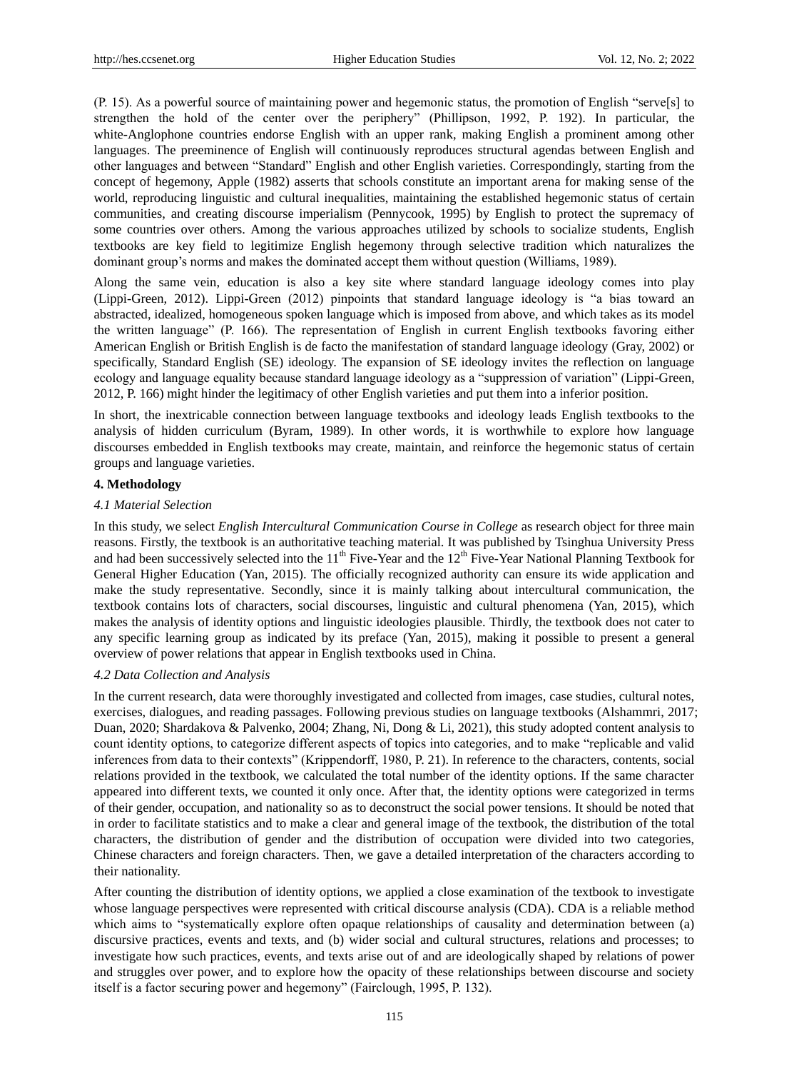(P. 15). As a powerful source of maintaining power and hegemonic status, the promotion of English "serve[s] to strengthen the hold of the center over the periphery" (Phillipson, 1992, P. 192). In particular, the white-Anglophone countries endorse English with an upper rank, making English a prominent among other languages. The preeminence of English will continuously reproduces structural agendas between English and other languages and between "Standard" English and other English varieties. Correspondingly, starting from the concept of hegemony, Apple (1982) asserts that schools constitute an important arena for making sense of the world, reproducing linguistic and cultural inequalities, maintaining the established hegemonic status of certain communities, and creating discourse imperialism (Pennycook, 1995) by English to protect the supremacy of some countries over others. Among the various approaches utilized by schools to socialize students, English textbooks are key field to legitimize English hegemony through selective tradition which naturalizes the dominant group's norms and makes the dominated accept them without question (Williams, 1989).

Along the same vein, education is also a key site where standard language ideology comes into play (Lippi-Green, 2012). Lippi-Green (2012) pinpoints that standard language ideology is "a bias toward an abstracted, idealized, homogeneous spoken language which is imposed from above, and which takes as its model the written language" (P. 166). The representation of English in current English textbooks favoring either American English or British English is de facto the manifestation of standard language ideology (Gray, 2002) or specifically, Standard English (SE) ideology. The expansion of SE ideology invites the reflection on language ecology and language equality because standard language ideology as a "suppression of variation" (Lippi-Green, 2012, P. 166) might hinder the legitimacy of other English varieties and put them into a inferior position.

In short, the inextricable connection between language textbooks and ideology leads English textbooks to the analysis of hidden curriculum (Byram, 1989). In other words, it is worthwhile to explore how language discourses embedded in English textbooks may create, maintain, and reinforce the hegemonic status of certain groups and language varieties.

## 4. Methodology

### *4.1 Material Selection*

In this study, we select *English Intercultural Communication Course in College* as research object for three main reasons. Firstly, the textbook is an authoritative teaching material. It was published by Tsinghua University Press and had been successively selected into the 11th Five-Year and the 12th Five-Year National Planning Textbook for General Higher Education (Yan, 2015). The officially recognized authority can ensure its wide application and make the study representative. Secondly, since it is mainly talking about intercultural communication, the textbook contains lots of characters, social discourses, linguistic and cultural phenomena (Yan, 2015), which makes the analysis of identity options and linguistic ideologies plausible. Thirdly, the textbook does not cater to any specific learning group as indicated by its preface (Yan, 2015), making it possible to present a general overview of power relations that appear in English textbooks used in China.

### *4.2 Data Collection and Analysis*

In the current research, data were thoroughly investigated and collected from images, case studies, cultural notes, exercises, dialogues, and reading passages. Following previous studies on language textbooks (Alshammri, 2017; Duan, 2020; Shardakova & Palvenko, 2004; Zhang, Ni, Dong & Li, 2021), this study adopted content analysis to count identity options, to categorize different aspects of topics into categories, and to make "replicable and valid inferences from data to their contexts" (Krippendorff, 1980, P. 21). In reference to the characters, contents, social relations provided in the textbook, we calculated the total number of the identity options. If the same character appeared into different texts, we counted it only once. After that, the identity options were categorized in terms of their gender, occupation, and nationality so as to deconstruct the social power tensions. It should be noted that in order to facilitate statistics and to make a clear and general image of the textbook, the distribution of the total characters, the distribution of gender and the distribution of occupation were divided into two categories, Chinese characters and foreign characters. Then, we gave a detailed interpretation of the characters according to their nationality.

After counting the distribution of identity options, we applied a close examination of the textbook to investigate whose language perspectives were represented with critical discourse analysis (CDA). CDA is a reliable method which aims to "systematically explore often opaque relationships of causality and determination between (a) discursive practices, events and texts, and (b) wider social and cultural structures, relations and processes; to investigate how such practices, events, and texts arise out of and are ideologically shaped by relations of power and struggles over power, and to explore how the opacity of these relationships between discourse and society itself is a factor securing power and hegemony" (Fairclough, 1995, P. 132).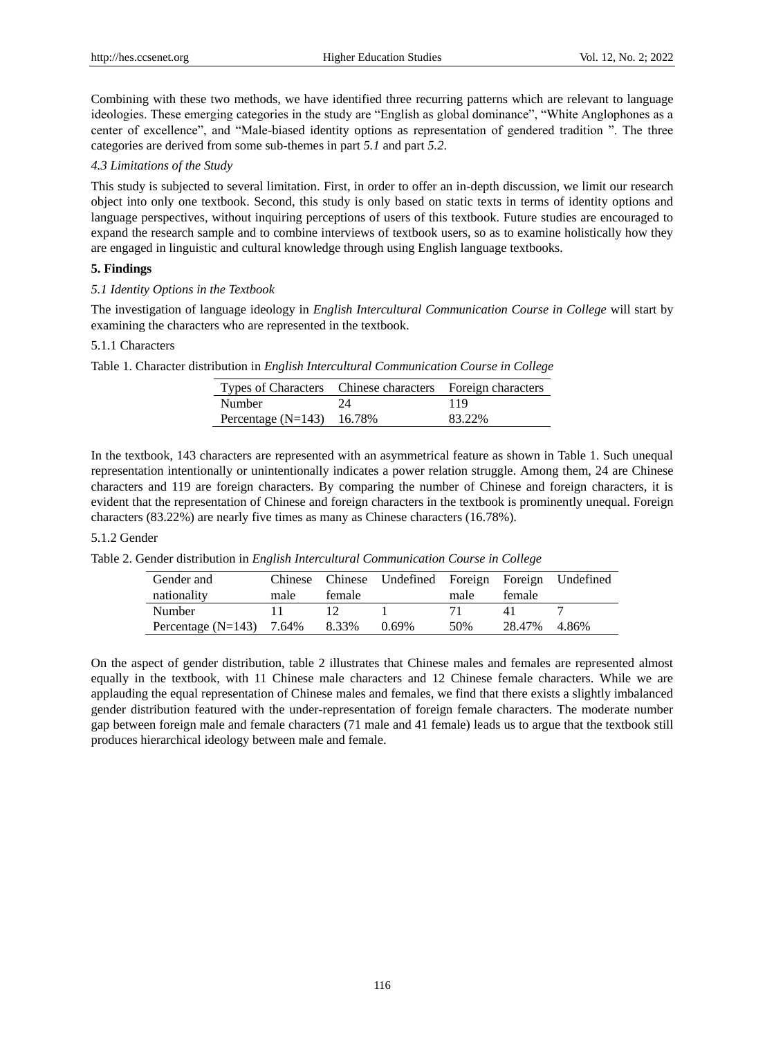Combining with these two methods, we have identified three recurring patterns which are relevant to language ideologies. These emerging categories in the study are "English as global dominance", "White Anglophones as a center of excellence", and "Male-biased identity options as representation of gendered tradition ". The three categories are derived from some sub-themes in part *5.1* and part *5.2*.

### *4.3 Limitations of the Study*

This study is subjected to several limitation. First, in order to offer an in-depth discussion, we limit our research object into only one textbook. Second, this study is only based on static texts in terms of identity options and language perspectives, without inquiring perceptions of users of this textbook. Future studies are encouraged to expand the research sample and to combine interviews of textbook users, so as to examine holistically how they are engaged in linguistic and cultural knowledge through using English language textbooks.

## **5. Findings**

### *5.1 Identity Options in the Textbook*

The investigation of language ideology in *English Intercultural Communication Course in College* will start by examining the characters who are represented in the textbook.

#### 5.1.1 Characters

Table 1. Character distribution in *English Intercultural Communication Course in College*

| Types of Characters | Chinese characters | Foreign characters |
|---|---|---|
| Number | 24 | 119 |
| Percentage (N=143) | 16.78% | 83.22% |

In the textbook, 143 characters are represented with an asymmetrical feature as shown in Table 1. Such unequal representation intentionally or unintentionally indicates a power relation struggle. Among them, 24 are Chinese characters and 119 are foreign characters. By comparing the number of Chinese and foreign characters, it is evident that the representation of Chinese and foreign characters in the textbook is prominently unequal. Foreign characters (83.22%) are nearly five times as many as Chinese characters (16.78%).

#### 5.1.2 Gender

Table 2. Gender distribution in *English Intercultural Communication Course in College*

| Gender and nationality | Chinese male | Chinese female | Undefined | Foreign male | Foreign female | Undefined |
|---|---|---|---|---|---|---|
| Number | 11 | 12 | 1 | 71 | 41 | 7 |
| Percentage (N=143) | 7.64% | 8.33% | 0.69% | 50% | 28.47% | 4.86% |

On the aspect of gender distribution, table 2 illustrates that Chinese males and females are represented almost equally in the textbook, with 11 Chinese male characters and 12 Chinese female characters. While we are applauding the equal representation of Chinese males and females, we find that there exists a slightly imbalanced gender distribution featured with the under-representation of foreign female characters. The moderate number gap between foreign male and female characters (71 male and 41 female) leads us to argue that the textbook still produces hierarchical ideology between male and female.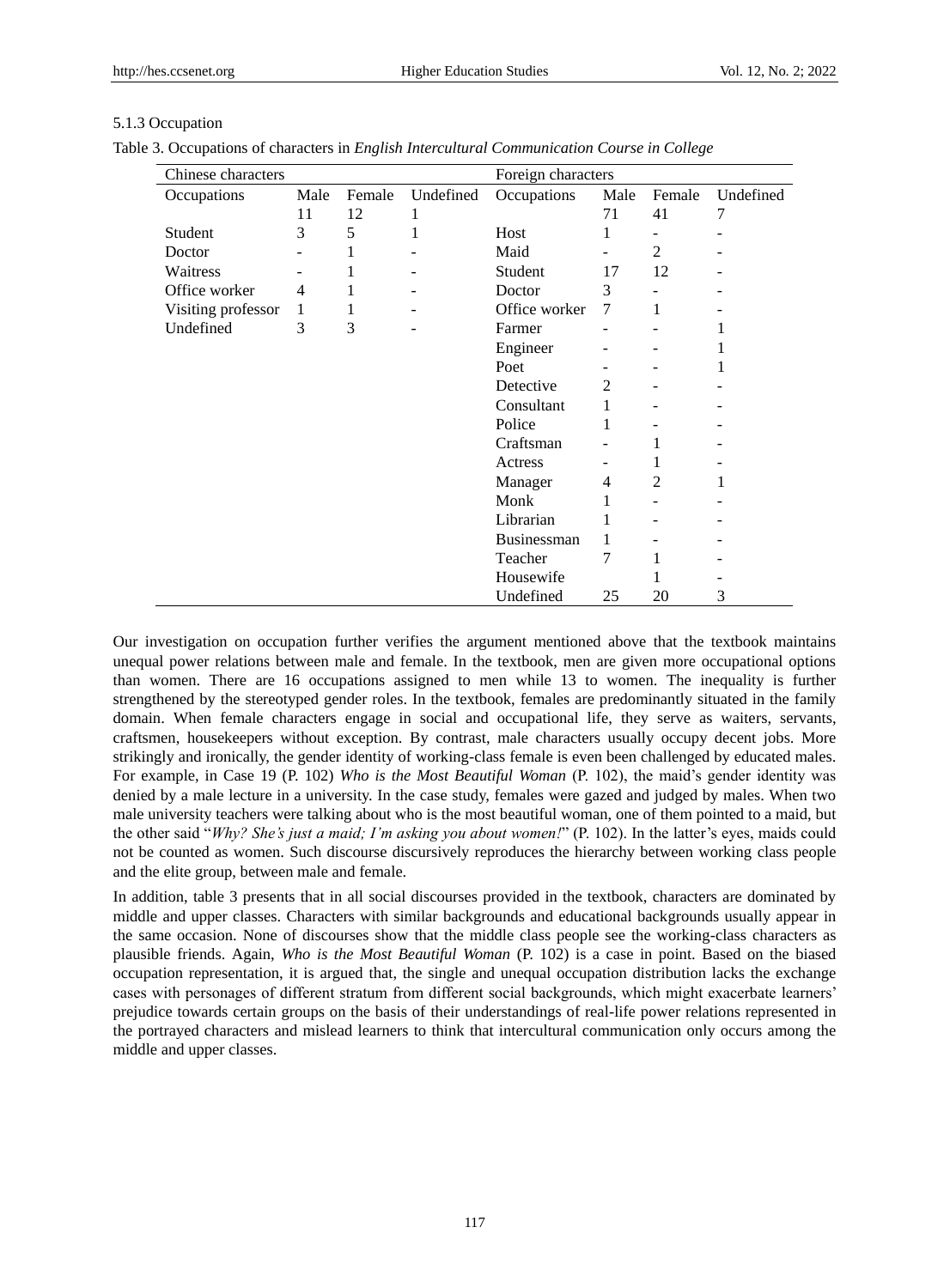5.1.3 Occupation

Table 3. Occupations of characters in *English Intercultural Communication Course in College*

| Chinese characters | | | | Foreign characters | | | |
|---|---|---|---|---|---|---|---|
| Occupations | Male 11 | Female 12 | Undefined 1 | Occupations | Male 71 | Female 41 | Undefined 7 |
| Student | 3 | 5 | 1 | Host | 1 | - | - |
| Doctor | - | 1 | - | Maid | - | 2 | - |
| Waitress | - | 1 | - | Student | 17 | 12 | - |
| Office worker | 4 | 1 | - | Doctor | 3 | - | - |
| Visiting professor | 1 | 1 | - | Office worker | 7 | 1 | - |
| Undefined | 3 | 3 | - | Farmer | - | - | 1 |
| | | | | Engineer | - | - | 1 |
| | | | | Poet | - | - | 1 |
| | | | | Detective | 2 | - | - |
| | | | | Consultant | 1 | - | - |
| | | | | Police | 1 | - | - |
| | | | | Craftsman | - | 1 | - |
| | | | | Actress | - | 1 | - |
| | | | | Manager | 4 | 2 | 1 |
| | | | | Monk | 1 | - | - |
| | | | | Librarian | 1 | - | - |
| | | | | Businessman | 1 | - | - |
| | | | | Teacher | 7 | 1 | - |
| | | | | Housewife | | 1 | - |
| | | | | Undefined | 25 | 20 | 3 |

Our investigation on occupation further verifies the argument mentioned above that the textbook maintains unequal power relations between male and female. In the textbook, men are given more occupational options than women. There are 16 occupations assigned to men while 13 to women. The inequality is further strengthened by the stereotyped gender roles. In the textbook, females are predominantly situated in the family domain. When female characters engage in social and occupational life, they serve as waiters, servants, craftsmen, housekeepers without exception. By contrast, male characters usually occupy decent jobs. More strikingly and ironically, the gender identity of working-class female is even been challenged by educated males. For example, in Case 19 (P. 102) *Who is the Most Beautiful Woman* (P. 102), the maid's gender identity was denied by a male lecture in a university. In the case study, females were gazed and judged by males. When two male university teachers were talking about who is the most beautiful woman, one of them pointed to a maid, but the other said "*Why? She's just a maid; I'm asking you about women!*" (P. 102). In the latter's eyes, maids could not be counted as women. Such discourse discursively reproduces the hierarchy between working class people and the elite group, between male and female.

In addition, table 3 presents that in all social discourses provided in the textbook, characters are dominated by middle and upper classes. Characters with similar backgrounds and educational backgrounds usually appear in the same occasion. None of discourses show that the middle class people see the working-class characters as plausible friends. Again, *Who is the Most Beautiful Woman* (P. 102) is a case in point. Based on the biased occupation representation, it is argued that, the single and unequal occupation distribution lacks the exchange cases with personages of different stratum from different social backgrounds, which might exacerbate learners' prejudice towards certain groups on the basis of their understandings of real-life power relations represented in the portrayed characters and mislead learners to think that intercultural communication only occurs among the middle and upper classes.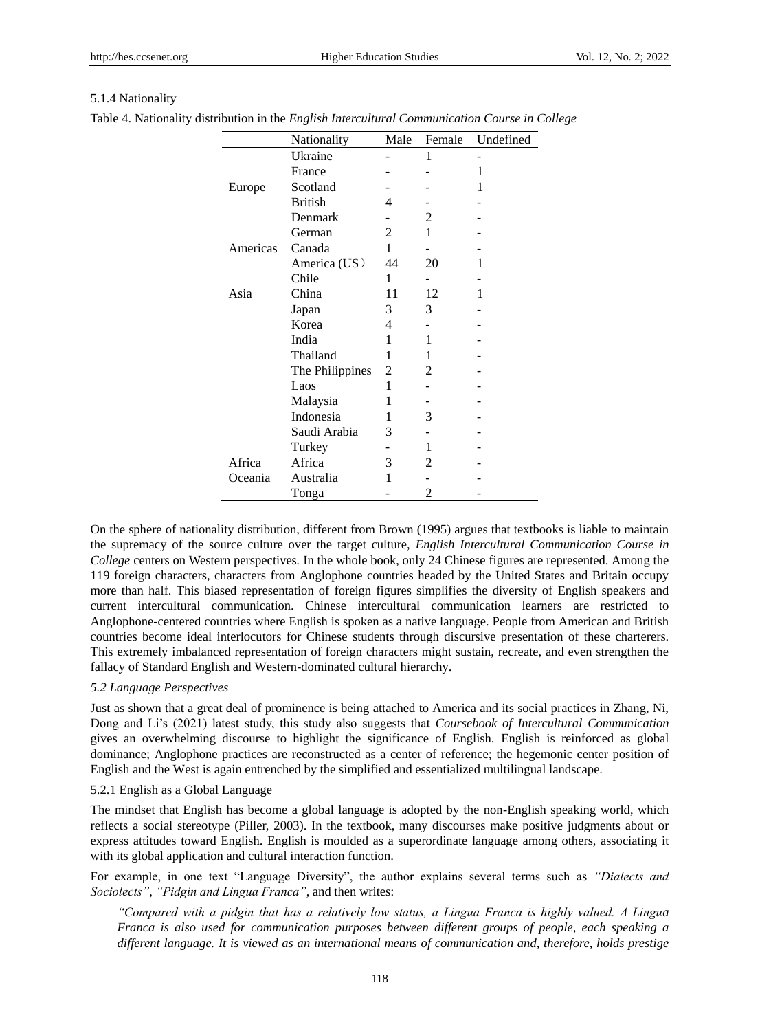5.1.4 Nationality

Table 4. Nationality distribution in the *English Intercultural Communication Course in College*

| | Nationality | Male | Female | Undefined |
|---|---|---|---|---|
| Europe | Ukraine | - | 1 | - |
| | France | - | - | 1 |
| | Scotland | - | - | 1 |
| | British | 4 | - | - |
| | Denmark | - | 2 | - |
| | German | 2 | 1 | - |
| Americas | Canada | 1 | - | - |
| | America (US） | 44 | 20 | 1 |
| | Chile | 1 | - | - |
| Asia | China | 11 | 12 | 1 |
| | Japan | 3 | 3 | - |
| | Korea | 4 | - | - |
| | India | 1 | 1 | - |
| | Thailand | 1 | 1 | - |
| | The Philippines | 2 | 2 | - |
| | Laos | 1 | - | - |
| | Malaysia | 1 | - | - |
| | Indonesia | 1 | 3 | - |
| | Saudi Arabia | 3 | - | - |
| | Turkey | - | 1 | - |
| Africa | Africa | 3 | 2 | - |
| Oceania | Australia | 1 | - | - |
| | Tonga | - | 2 | - |

On the sphere of nationality distribution, different from Brown (1995) argues that textbooks is liable to maintain the supremacy of the source culture over the target culture, *English Intercultural Communication Course in College* centers on Western perspectives*.* In the whole book, only 24 Chinese figures are represented. Among the 119 foreign characters, characters from Anglophone countries headed by the United States and Britain occupy more than half. This biased representation of foreign figures simplifies the diversity of English speakers and current intercultural communication. Chinese intercultural communication learners are restricted to Anglophone-centered countries where English is spoken as a native language. People from American and British countries become ideal interlocutors for Chinese students through discursive presentation of these charterers. This extremely imbalanced representation of foreign characters might sustain, recreate, and even strengthen the fallacy of Standard English and Western-dominated cultural hierarchy.

*5.2 Language Perspectives*

Just as shown that a great deal of prominence is being attached to America and its social practices in Zhang, Ni, Dong and Li's (2021) latest study, this study also suggests that *Coursebook of Intercultural Communication* gives an overwhelming discourse to highlight the significance of English. English is reinforced as global dominance; Anglophone practices are reconstructed as a center of reference; the hegemonic center position of English and the West is again entrenched by the simplified and essentialized multilingual landscape.

5.2.1 English as a Global Language

The mindset that English has become a global language is adopted by the non-English speaking world, which reflects a social stereotype (Piller, 2003). In the textbook, many discourses make positive judgments about or express attitudes toward English. English is moulded as a superordinate language among others, associating it with its global application and cultural interaction function.

For example, in one text "Language Diversity", the author explains several terms such as *"Dialects and Sociolects"*, *"Pidgin and Lingua Franca"*, and then writes:

> *"Compared with a pidgin that has a relatively low status, a Lingua Franca is highly valued. A Lingua Franca is also used for communication purposes between different groups of people, each speaking a different language. It is viewed as an international means of communication and, therefore, holds prestige*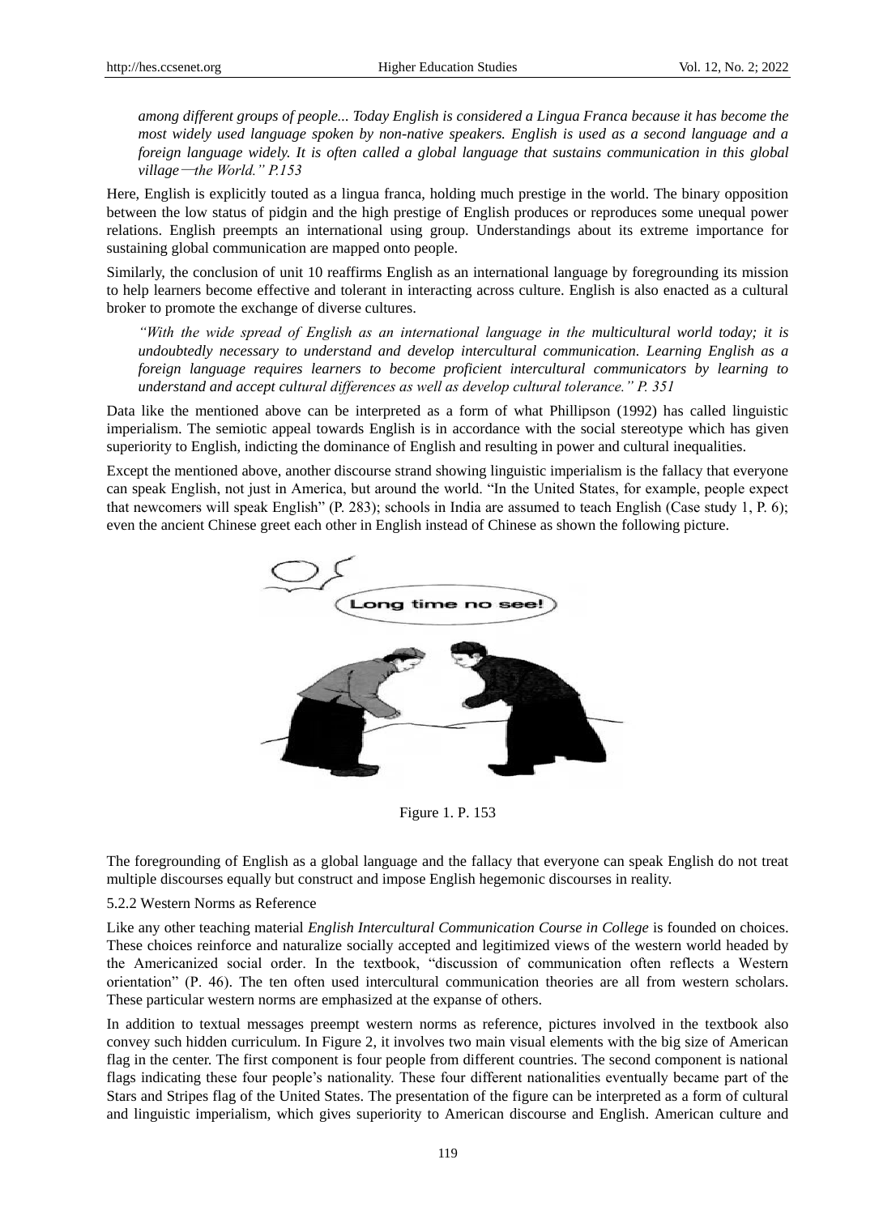*among different groups of people... Today English is considered a Lingua Franca because it has become the most widely used language spoken by non-native speakers. English is used as a second language and a foreign language widely. It is often called a global language that sustains communication in this global village—the World." P.153*

Here, English is explicitly touted as a lingua franca, holding much prestige in the world. The binary opposition between the low status of pidgin and the high prestige of English produces or reproduces some unequal power relations. English preempts an international using group. Understandings about its extreme importance for sustaining global communication are mapped onto people.

Similarly, the conclusion of unit 10 reaffirms English as an international language by foregrounding its mission to help learners become effective and tolerant in interacting across culture. English is also enacted as a cultural broker to promote the exchange of diverse cultures.

*"With the wide spread of English as an international language in the multicultural world today; it is undoubtedly necessary to understand and develop intercultural communication. Learning English as a foreign language requires learners to become proficient intercultural communicators by learning to understand and accept cultural differences as well as develop cultural tolerance." P. 351*

Data like the mentioned above can be interpreted as a form of what Phillipson (1992) has called linguistic imperialism. The semiotic appeal towards English is in accordance with the social stereotype which has given superiority to English, indicting the dominance of English and resulting in power and cultural inequalities.

Except the mentioned above, another discourse strand showing linguistic imperialism is the fallacy that everyone can speak English, not just in America, but around the world. "In the United States, for example, people expect that newcomers will speak English" (P. 283); schools in India are assumed to teach English (Case study 1, P. 6); even the ancient Chinese greet each other in English instead of Chinese as shown the following picture.

Figure 1. P. 153

The foregrounding of English as a global language and the fallacy that everyone can speak English do not treat multiple discourses equally but construct and impose English hegemonic discourses in reality.

5.2.2 Western Norms as Reference

Like any other teaching material *English Intercultural Communication Course in College* is founded on choices. These choices reinforce and naturalize socially accepted and legitimized views of the western world headed by the Americanized social order. In the textbook, "discussion of communication often reflects a Western orientation" (P. 46). The ten often used intercultural communication theories are all from western scholars. These particular western norms are emphasized at the expanse of others.

In addition to textual messages preempt western norms as reference, pictures involved in the textbook also convey such hidden curriculum. In Figure 2, it involves two main visual elements with the big size of American flag in the center. The first component is four people from different countries. The second component is national flags indicating these four people's nationality. These four different nationalities eventually became part of the Stars and Stripes flag of the United States. The presentation of the figure can be interpreted as a form of cultural and linguistic imperialism, which gives superiority to American discourse and English. American culture and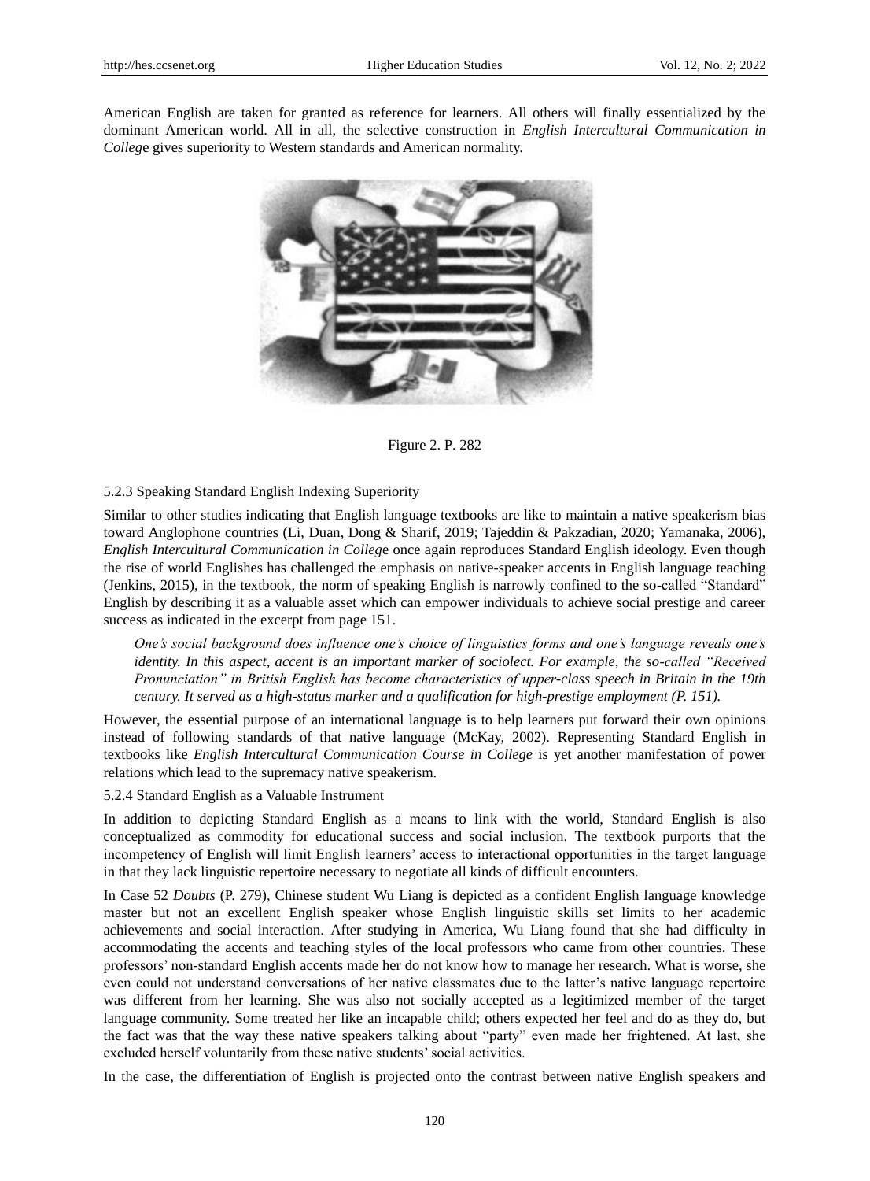American English are taken for granted as reference for learners. All others will finally essentialized by the dominant American world. All in all, the selective construction in *English Intercultural Communication in College* gives superiority to Western standards and American normality.

Figure 2. P. 282

#### 5.2.3 Speaking Standard English Indexing Superiority

Similar to other studies indicating that English language textbooks are like to maintain a native speakerism bias toward Anglophone countries (Li, Duan, Dong & Sharif, 2019; Tajeddin & Pakzadian, 2020; Yamanaka, 2006), *English Intercultural Communication in College* once again reproduces Standard English ideology. Even though the rise of world Englishes has challenged the emphasis on native-speaker accents in English language teaching (Jenkins, 2015), in the textbook, the norm of speaking English is narrowly confined to the so-called "Standard" English by describing it as a valuable asset which can empower individuals to achieve social prestige and career success as indicated in the excerpt from page 151.

> *One's social background does influence one's choice of linguistics forms and one's language reveals one's identity. In this aspect, accent is an important marker of sociolect. For example, the so-called "Received Pronunciation" in British English has become characteristics of upper-class speech in Britain in the 19th century. It served as a high-status marker and a qualification for high-prestige employment (P. 151).*

However, the essential purpose of an international language is to help learners put forward their own opinions instead of following standards of that native language (McKay, 2002). Representing Standard English in textbooks like *English Intercultural Communication Course in College* is yet another manifestation of power relations which lead to the supremacy native speakerism.

#### 5.2.4 Standard English as a Valuable Instrument

In addition to depicting Standard English as a means to link with the world, Standard English is also conceptualized as commodity for educational success and social inclusion. The textbook purports that the incompetency of English will limit English learners' access to interactional opportunities in the target language in that they lack linguistic repertoire necessary to negotiate all kinds of difficult encounters.

In Case 52 *Doubts* (P. 279), Chinese student Wu Liang is depicted as a confident English language knowledge master but not an excellent English speaker whose English linguistic skills set limits to her academic achievements and social interaction. After studying in America, Wu Liang found that she had difficulty in accommodating the accents and teaching styles of the local professors who came from other countries. These professors' non-standard English accents made her do not know how to manage her research. What is worse, she even could not understand conversations of her native classmates due to the latter's native language repertoire was different from her learning. She was also not socially accepted as a legitimized member of the target language community. Some treated her like an incapable child; others expected her feel and do as they do, but the fact was that the way these native speakers talking about "party" even made her frightened. At last, she excluded herself voluntarily from these native students' social activities.

In the case, the differentiation of English is projected onto the contrast between native English speakers and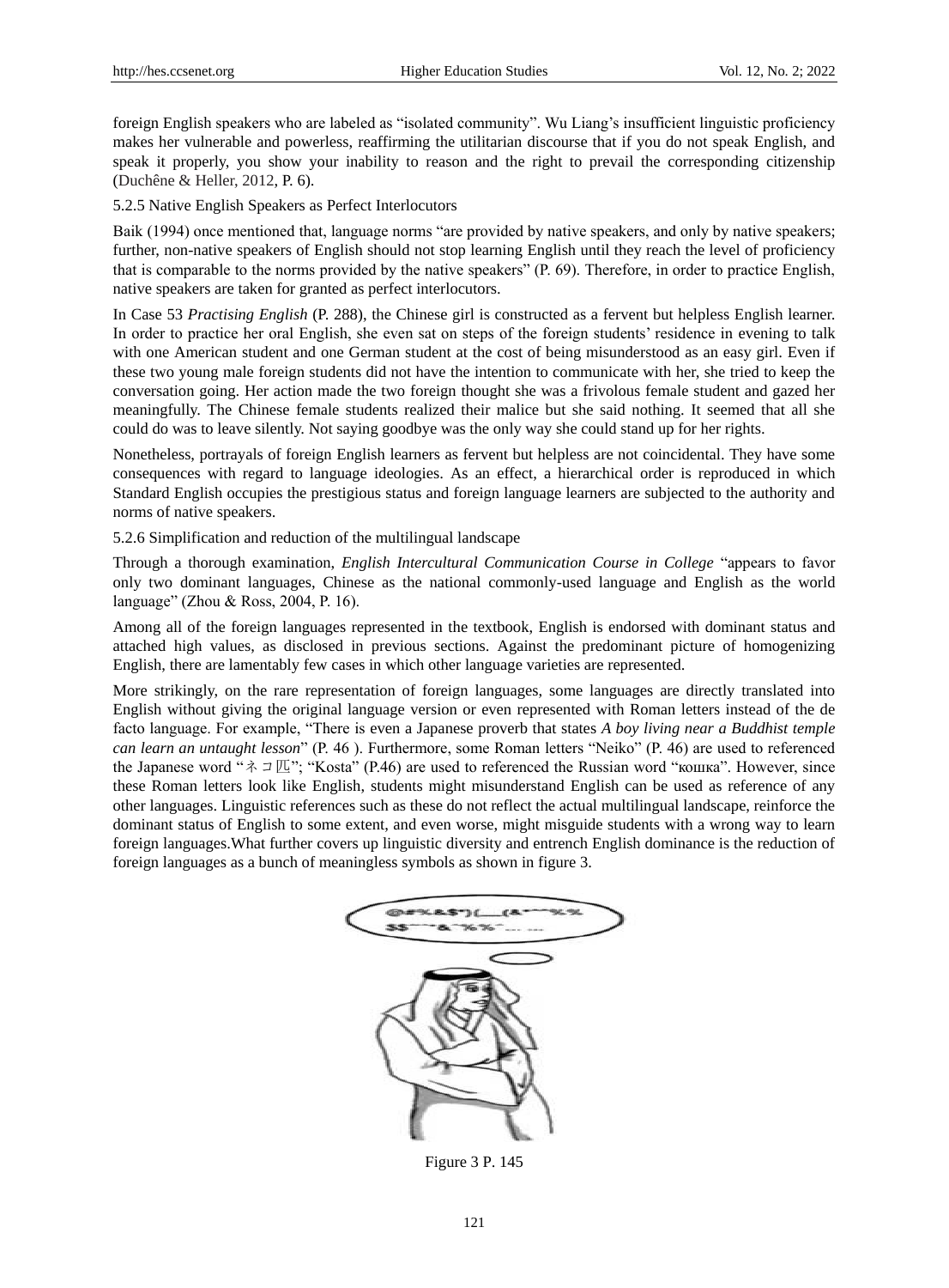foreign English speakers who are labeled as "isolated community". Wu Liang's insufficient linguistic proficiency makes her vulnerable and powerless, reaffirming the utilitarian discourse that if you do not speak English, and speak it properly, you show your inability to reason and the right to prevail the corresponding citizenship (Duchêne & Heller, 2012, P. 6).

### 5.2.5 Native English Speakers as Perfect Interlocutors

Baik (1994) once mentioned that, language norms "are provided by native speakers, and only by native speakers; further, non-native speakers of English should not stop learning English until they reach the level of proficiency that is comparable to the norms provided by the native speakers" (P. 69). Therefore, in order to practice English, native speakers are taken for granted as perfect interlocutors.

In Case 53 *Practising English* (P. 288), the Chinese girl is constructed as a fervent but helpless English learner. In order to practice her oral English, she even sat on steps of the foreign students' residence in evening to talk with one American student and one German student at the cost of being misunderstood as an easy girl. Even if these two young male foreign students did not have the intention to communicate with her, she tried to keep the conversation going. Her action made the two foreign thought she was a frivolous female student and gazed her meaningfully. The Chinese female students realized their malice but she said nothing. It seemed that all she could do was to leave silently. Not saying goodbye was the only way she could stand up for her rights.

Nonetheless, portrayals of foreign English learners as fervent but helpless are not coincidental. They have some consequences with regard to language ideologies. As an effect, a hierarchical order is reproduced in which Standard English occupies the prestigious status and foreign language learners are subjected to the authority and norms of native speakers.

### 5.2.6 Simplification and reduction of the multilingual landscape

Through a thorough examination, *English Intercultural Communication Course in College* "appears to favor only two dominant languages, Chinese as the national commonly-used language and English as the world language" (Zhou & Ross, 2004, P. 16).

Among all of the foreign languages represented in the textbook, English is endorsed with dominant status and attached high values, as disclosed in previous sections. Against the predominant picture of homogenizing English, there are lamentably few cases in which other language varieties are represented.

More strikingly, on the rare representation of foreign languages, some languages are directly translated into English without giving the original language version or even represented with Roman letters instead of the de facto language. For example, "There is even a Japanese proverb that states *A boy living near a Buddhist temple can learn an untaught lesson*" (P. 46 ). Furthermore, some Roman letters "Neiko" (P. 46) are used to referenced the Japanese word "ネコ匹"; "Kosta" (P.46) are used to referenced the Russian word "кошка". However, since these Roman letters look like English, students might misunderstand English can be used as reference of any other languages. Linguistic references such as these do not reflect the actual multilingual landscape, reinforce the dominant status of English to some extent, and even worse, might misguide students with a wrong way to learn foreign languages.What further covers up linguistic diversity and entrench English dominance is the reduction of foreign languages as a bunch of meaningless symbols as shown in figure 3.

Figure 3 P. 145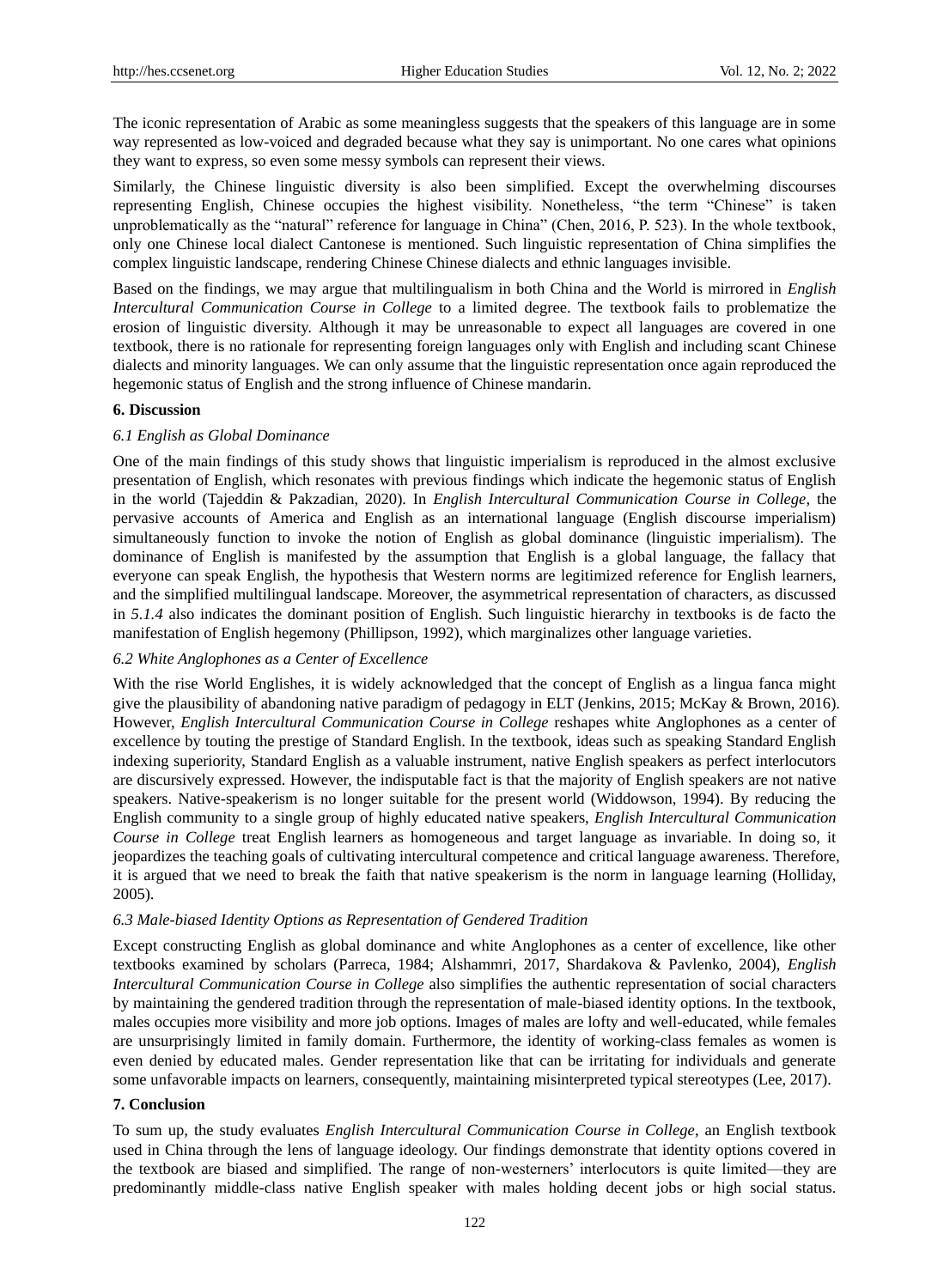The iconic representation of Arabic as some meaningless suggests that the speakers of this language are in some way represented as low-voiced and degraded because what they say is unimportant. No one cares what opinions they want to express, so even some messy symbols can represent their views.

Similarly, the Chinese linguistic diversity is also been simplified. Except the overwhelming discourses representing English, Chinese occupies the highest visibility. Nonetheless, "the term "Chinese" is taken unproblematically as the "natural" reference for language in China" (Chen, 2016, P. 523). In the whole textbook, only one Chinese local dialect Cantonese is mentioned. Such linguistic representation of China simplifies the complex linguistic landscape, rendering Chinese Chinese dialects and ethnic languages invisible.

Based on the findings, we may argue that multilingualism in both China and the World is mirrored in *English Intercultural Communication Course in College* to a limited degree. The textbook fails to problematize the erosion of linguistic diversity. Although it may be unreasonable to expect all languages are covered in one textbook, there is no rationale for representing foreign languages only with English and including scant Chinese dialects and minority languages. We can only assume that the linguistic representation once again reproduced the hegemonic status of English and the strong influence of Chinese mandarin.

## 6. Discussion

### *6.1 English as Global Dominance*

One of the main findings of this study shows that linguistic imperialism is reproduced in the almost exclusive presentation of English, which resonates with previous findings which indicate the hegemonic status of English in the world (Tajeddin & Pakzadian, 2020). In *English Intercultural Communication Course in College*, the pervasive accounts of America and English as an international language (English discourse imperialism) simultaneously function to invoke the notion of English as global dominance (linguistic imperialism). The dominance of English is manifested by the assumption that English is a global language, the fallacy that everyone can speak English, the hypothesis that Western norms are legitimized reference for English learners, and the simplified multilingual landscape. Moreover, the asymmetrical representation of characters, as discussed in *5.1.4* also indicates the dominant position of English. Such linguistic hierarchy in textbooks is de facto the manifestation of English hegemony (Phillipson, 1992), which marginalizes other language varieties.

### *6.2 White Anglophones as a Center of Excellence*

With the rise World Englishes, it is widely acknowledged that the concept of English as a lingua fanca might give the plausibility of abandoning native paradigm of pedagogy in ELT (Jenkins, 2015; McKay & Brown, 2016). However, *English Intercultural Communication Course in College* reshapes white Anglophones as a center of excellence by touting the prestige of Standard English. In the textbook, ideas such as speaking Standard English indexing superiority, Standard English as a valuable instrument, native English speakers as perfect interlocutors are discursively expressed. However, the indisputable fact is that the majority of English speakers are not native speakers. Native-speakerism is no longer suitable for the present world (Widdowson, 1994). By reducing the English community to a single group of highly educated native speakers, *English Intercultural Communication Course in College* treat English learners as homogeneous and target language as invariable. In doing so, it jeopardizes the teaching goals of cultivating intercultural competence and critical language awareness. Therefore, it is argued that we need to break the faith that native speakerism is the norm in language learning (Holliday, 2005).

### *6.3 Male-biased Identity Options as Representation of Gendered Tradition*

Except constructing English as global dominance and white Anglophones as a center of excellence, like other textbooks examined by scholars (Parreca, 1984; Alshammri, 2017, Shardakova & Pavlenko, 2004), *English Intercultural Communication Course in College* also simplifies the authentic representation of social characters by maintaining the gendered tradition through the representation of male-biased identity options. In the textbook, males occupies more visibility and more job options. Images of males are lofty and well-educated, while females are unsurprisingly limited in family domain. Furthermore, the identity of working-class females as women is even denied by educated males. Gender representation like that can be irritating for individuals and generate some unfavorable impacts on learners, consequently, maintaining misinterpreted typical stereotypes (Lee, 2017).

## 7. Conclusion

To sum up, the study evaluates *English Intercultural Communication Course in College*, an English textbook used in China through the lens of language ideology. Our findings demonstrate that identity options covered in the textbook are biased and simplified. The range of non-westerners' interlocutors is quite limited—they are predominantly middle-class native English speaker with males holding decent jobs or high social status.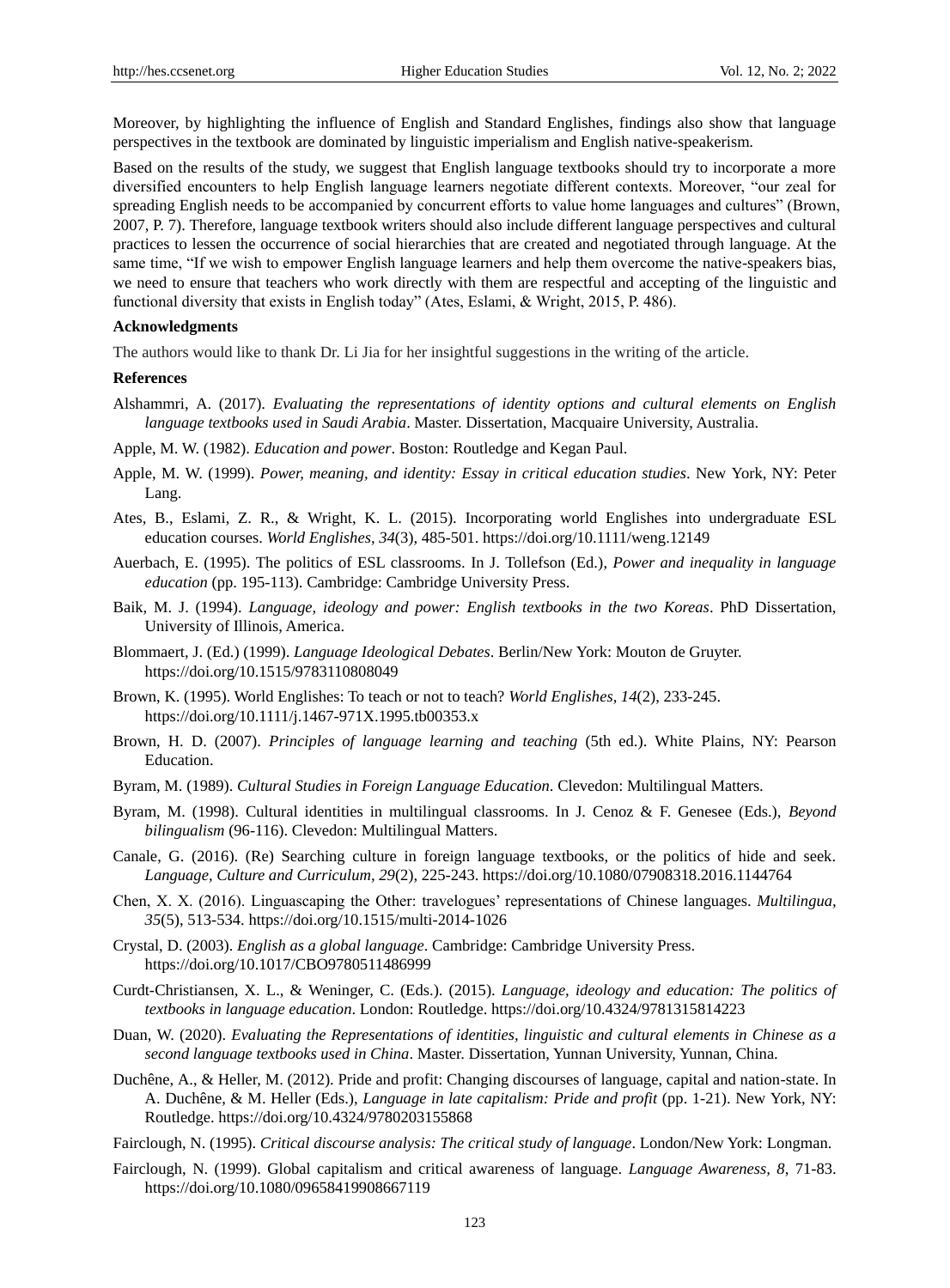Moreover, by highlighting the influence of English and Standard Englishes, findings also show that language perspectives in the textbook are dominated by linguistic imperialism and English native-speakerism.

Based on the results of the study, we suggest that English language textbooks should try to incorporate a more diversified encounters to help English language learners negotiate different contexts. Moreover, "our zeal for spreading English needs to be accompanied by concurrent efforts to value home languages and cultures" (Brown, 2007, P. 7). Therefore, language textbook writers should also include different language perspectives and cultural practices to lessen the occurrence of social hierarchies that are created and negotiated through language. At the same time, "If we wish to empower English language learners and help them overcome the native-speakers bias, we need to ensure that teachers who work directly with them are respectful and accepting of the linguistic and functional diversity that exists in English today" (Ates, Eslami, & Wright, 2015, P. 486).

## Acknowledgments

The authors would like to thank Dr. Li Jia for her insightful suggestions in the writing of the article.

## References

Alshammri, A. (2017). *Evaluating the representations of identity options and cultural elements on English language textbooks used in Saudi Arabia*. Master. Dissertation, Macquaire University, Australia.

Apple, M. W. (1982). *Education and power*. Boston: Routledge and Kegan Paul.

Apple, M. W. (1999). *Power, meaning, and identity: Essay in critical education studies*. New York, NY: Peter Lang.

Ates, B., Eslami, Z. R., & Wright, K. L. (2015). Incorporating world Englishes into undergraduate ESL education courses. *World Englishes, 34*(3), 485-501. https://doi.org/10.1111/weng.12149

Auerbach, E. (1995). The politics of ESL classrooms. In J. Tollefson (Ed.), *Power and inequality in language education* (pp. 195-113). Cambridge: Cambridge University Press.

Baik, M. J. (1994). *Language, ideology and power: English textbooks in the two Koreas*. PhD Dissertation, University of Illinois, America.

Blommaert, J. (Ed.) (1999). *Language Ideological Debates*. Berlin/New York: Mouton de Gruyter. https://doi.org/10.1515/9783110808049

Brown, K. (1995). World Englishes: To teach or not to teach? *World Englishes, 14*(2), 233-245. https://doi.org/10.1111/j.1467-971X.1995.tb00353.x

Brown, H. D. (2007). *Principles of language learning and teaching* (5th ed.). White Plains, NY: Pearson Education.

Byram, M. (1989). *Cultural Studies in Foreign Language Education*. Clevedon: Multilingual Matters.

Byram, M. (1998). Cultural identities in multilingual classrooms. In J. Cenoz & F. Genesee (Eds.), *Beyond bilingualism* (96-116). Clevedon: Multilingual Matters.

Canale, G. (2016). (Re) Searching culture in foreign language textbooks, or the politics of hide and seek. *Language, Culture and Curriculum, 29*(2), 225-243. https://doi.org/10.1080/07908318.2016.1144764

Chen, X. X. (2016). Linguascaping the Other: travelogues' representations of Chinese languages. *Multilingua, 35*(5), 513-534. https://doi.org/10.1515/multi-2014-1026

Crystal, D. (2003). *English as a global language*. Cambridge: Cambridge University Press. https://doi.org/10.1017/CBO9780511486999

Curdt-Christiansen, X. L., & Weninger, C. (Eds.). (2015). *Language, ideology and education: The politics of textbooks in language education*. London: Routledge. https://doi.org/10.4324/9781315814223

Duan, W. (2020). *Evaluating the Representations of identities, linguistic and cultural elements in Chinese as a second language textbooks used in China*. Master. Dissertation, Yunnan University, Yunnan, China.

Duchêne, A., & Heller, M. (2012). Pride and profit: Changing discourses of language, capital and nation-state. In A. Duchêne, & M. Heller (Eds.), *Language in late capitalism: Pride and profit* (pp. 1-21). New York, NY: Routledge. https://doi.org/10.4324/9780203155868

Fairclough, N. (1995). *Critical discourse analysis: The critical study of language*. London/New York: Longman.

Fairclough, N. (1999). Global capitalism and critical awareness of language. *Language Awareness, 8*, 71-83. https://doi.org/10.1080/09658419908667119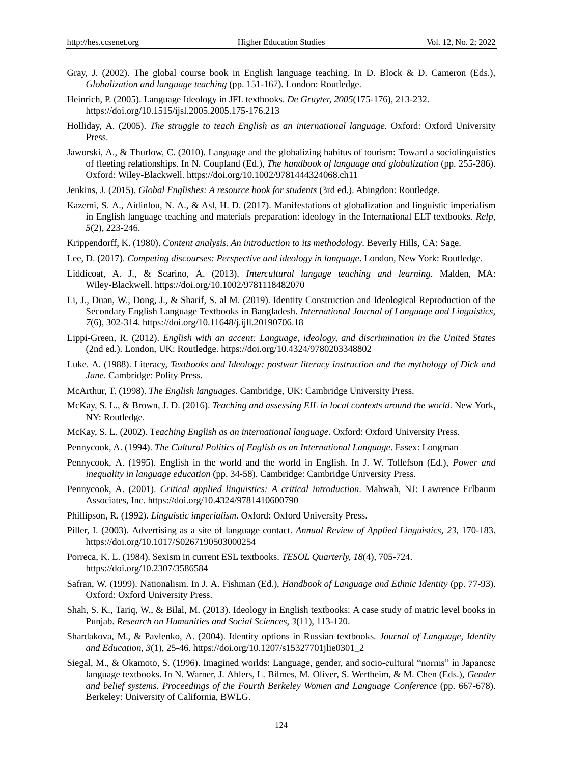Gray, J. (2002). The global course book in English language teaching. In D. Block & D. Cameron (Eds.), *Globalization and language teaching* (pp. 151-167). London: Routledge.

Heinrich, P. (2005). Language Ideology in JFL textbooks. *De Gruyter, 2005*(175-176), 213-232. https://doi.org/10.1515/ijsl.2005.2005.175-176.213

Holliday, A. (2005). *The struggle to teach English as an international language.* Oxford: Oxford University Press.

Jaworski, A., & Thurlow, C. (2010). Language and the globalizing habitus of tourism: Toward a sociolinguistics of fleeting relationships. In N. Coupland (Ed.), *The handbook of language and globalization* (pp. 255-286). Oxford: Wiley-Blackwell. https://doi.org/10.1002/9781444324068.ch11

Jenkins, J. (2015). *Global Englishes: A resource book for students* (3rd ed.). Abingdon: Routledge.

Kazemi, S. A., Aidinlou, N. A., & Asl, H. D. (2017). Manifestations of globalization and linguistic imperialism in English language teaching and materials preparation: ideology in the International ELT textbooks. *Relp, 5*(2), 223-246.

Krippendorff, K. (1980). *Content analysis. An introduction to its methodology*. Beverly Hills, CA: Sage.

Lee, D. (2017). *Competing discourses: Perspective and ideology in language*. London, New York: Routledge.

Liddicoat, A. J., & Scarino, A. (2013). *Intercultural languge teaching and learning*. Malden, MA: Wiley-Blackwell. https://doi.org/10.1002/9781118482070

Li, J., Duan, W., Dong, J., & Sharif, S. al M. (2019). Identity Construction and Ideological Reproduction of the Secondary English Language Textbooks in Bangladesh. *International Journal of Language and Linguistics, 7*(6), 302-314. https://doi.org/10.11648/j.ijll.20190706.18

Lippi-Green, R. (2012). *English with an accent: Language, ideology, and discrimination in the United States* (2nd ed.). London, UK: Routledge. https://doi.org/10.4324/9780203348802

Luke. A. (1988). Literacy, *Textbooks and Ideology: postwar literacy instruction and the mythology of Dick and Jane*. Cambridge: Polity Press.

McArthur, T. (1998). *The English languages*. Cambridge, UK: Cambridge University Press.

McKay, S. L., & Brown, J. D. (2016). *Teaching and assessing EIL in local contexts around the world*. New York, NY: Routledge.

McKay, S. L. (2002). T*eaching English as an international language*. Oxford: Oxford University Press.

Pennycook, A. (1994). *The Cultural Politics of English as an International Language*. Essex: Longman

Pennycook, A. (1995). English in the world and the world in English. In J. W. Tollefson (Ed.), *Power and inequality in language education* (pp. 34-58). Cambridge: Cambridge University Press.

Pennycook, A. (2001). *Critical applied linguistics: A critical introduction*. Mahwah, NJ: Lawrence Erlbaum Associates, Inc. https://doi.org/10.4324/9781410600790

Phillipson, R. (1992). *Linguistic imperialism*. Oxford: Oxford University Press.

Piller, I. (2003). Advertising as a site of language contact. *Annual Review of Applied Linguistics, 23*, 170-183. https://doi.org/10.1017/S0267190503000254

Porreca, K. L. (1984). Sexism in current ESL textbooks. *TESOL Quarterly, 18*(4), 705-724. https://doi.org/10.2307/3586584

Safran, W. (1999). Nationalism. In J. A. Fishman (Ed.), *Handbook of Language and Ethnic Identity* (pp. 77-93). Oxford: Oxford University Press.

Shah, S. K., Tariq, W., & Bilal, M. (2013). Ideology in English textbooks: A case study of matric level books in Punjab. *Research on Humanities and Social Sciences, 3*(11), 113-120.

Shardakova, M., & Pavlenko, A. (2004). Identity options in Russian textbooks. *Journal of Language, Identity and Education, 3*(1), 25-46. https://doi.org/10.1207/s15327701jlie0301_2

Siegal, M., & Okamoto, S. (1996). Imagined worlds: Language, gender, and socio-cultural "norms" in Japanese language textbooks. In N. Warner, J. Ahlers, L. Bilmes, M. Oliver, S. Wertheim, & M. Chen (Eds.), *Gender and belief systems. Proceedings of the Fourth Berkeley Women and Language Conference* (pp. 667-678). Berkeley: University of California, BWLG.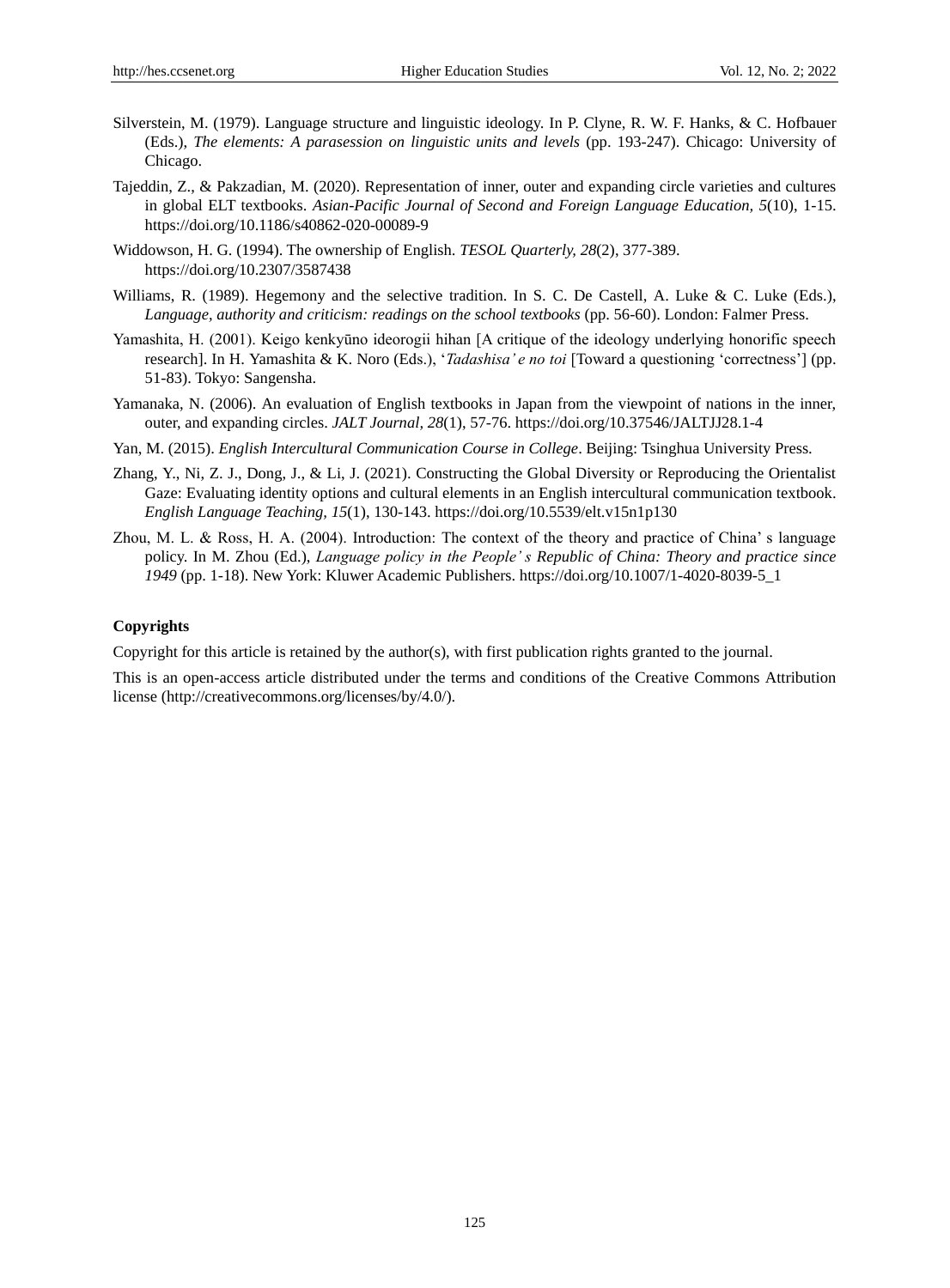Silverstein, M. (1979). Language structure and linguistic ideology. In P. Clyne, R. W. F. Hanks, & C. Hofbauer (Eds.), *The elements: A parasession on linguistic units and levels* (pp. 193-247). Chicago: University of Chicago.

Tajeddin, Z., & Pakzadian, M. (2020). Representation of inner, outer and expanding circle varieties and cultures in global ELT textbooks. *Asian-Pacific Journal of Second and Foreign Language Education, 5*(10), 1-15. https://doi.org/10.1186/s40862-020-00089-9

Widdowson, H. G. (1994). The ownership of English. *TESOL Quarterly, 28*(2), 377-389. https://doi.org/10.2307/3587438

Williams, R. (1989). Hegemony and the selective tradition. In S. C. De Castell, A. Luke & C. Luke (Eds.), *Language, authority and criticism: readings on the school textbooks* (pp. 56-60). London: Falmer Press.

Yamashita, H. (2001). Keigo kenkyūno ideorogii hihan [A critique of the ideology underlying honorific speech research]. In H. Yamashita & K. Noro (Eds.), '*Tadashisa' e no toi* [Toward a questioning 'correctness'] (pp. 51-83). Tokyo: Sangensha.

Yamanaka, N. (2006). An evaluation of English textbooks in Japan from the viewpoint of nations in the inner, outer, and expanding circles. *JALT Journal, 28*(1), 57-76. https://doi.org/10.37546/JALTJJ28.1-4

Yan, M. (2015). *English Intercultural Communication Course in College*. Beijing: Tsinghua University Press.

Zhang, Y., Ni, Z. J., Dong, J., & Li, J. (2021). Constructing the Global Diversity or Reproducing the Orientalist Gaze: Evaluating identity options and cultural elements in an English intercultural communication textbook. *English Language Teaching, 15*(1), 130-143. https://doi.org/10.5539/elt.v15n1p130

Zhou, M. L. & Ross, H. A. (2004). Introduction: The context of the theory and practice of China' s language policy. In M. Zhou (Ed.), *Language policy in the People' s Republic of China: Theory and practice since 1949* (pp. 1-18). New York: Kluwer Academic Publishers. https://doi.org/10.1007/1-4020-8039-5_1

**Copyrights**

Copyright for this article is retained by the author(s), with first publication rights granted to the journal.

This is an open-access article distributed under the terms and conditions of the Creative Commons Attribution license (http://creativecommons.org/licenses/by/4.0/).